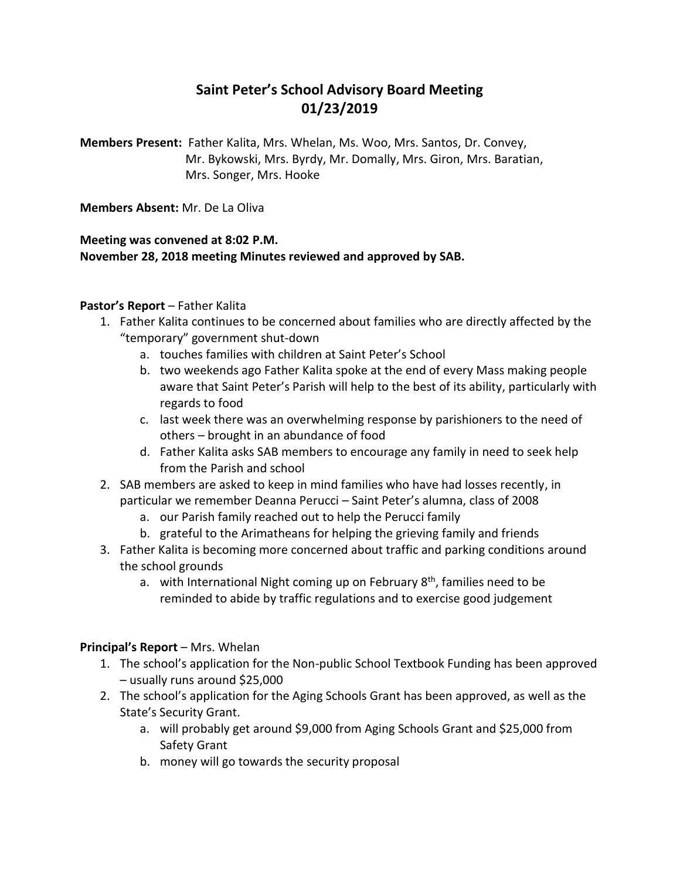# Saint Peter's School Advisory Board Meeting
# 01/23/2019

**Members Present:** Father Kalita, Mrs. Whelan, Ms. Woo, Mrs. Santos, Dr. Convey, Mr. Bykowski, Mrs. Byrdy, Mr. Domally, Mrs. Giron, Mrs. Baratian, Mrs. Songer, Mrs. Hooke

**Members Absent:** Mr. De La Oliva

**Meeting was convened at 8:02 P.M.**
**November 28, 2018 meeting Minutes reviewed and approved by SAB.**

**Pastor's Report** – Father Kalita

1. Father Kalita continues to be concerned about families who are directly affected by the "temporary" government shut-down
   a. touches families with children at Saint Peter's School
   b. two weekends ago Father Kalita spoke at the end of every Mass making people aware that Saint Peter's Parish will help to the best of its ability, particularly with regards to food
   c. last week there was an overwhelming response by parishioners to the need of others – brought in an abundance of food
   d. Father Kalita asks SAB members to encourage any family in need to seek help from the Parish and school
2. SAB members are asked to keep in mind families who have had losses recently, in particular we remember Deanna Perucci – Saint Peter's alumna, class of 2008
   a. our Parish family reached out to help the Perucci family
   b. grateful to the Arimatheans for helping the grieving family and friends
3. Father Kalita is becoming more concerned about traffic and parking conditions around the school grounds
   a. with International Night coming up on February 8th, families need to be reminded to abide by traffic regulations and to exercise good judgement

**Principal's Report** – Mrs. Whelan

1. The school's application for the Non-public School Textbook Funding has been approved – usually runs around $25,000
2. The school's application for the Aging Schools Grant has been approved, as well as the State's Security Grant.
   a. will probably get around $9,000 from Aging Schools Grant and $25,000 from Safety Grant
   b. money will go towards the security proposal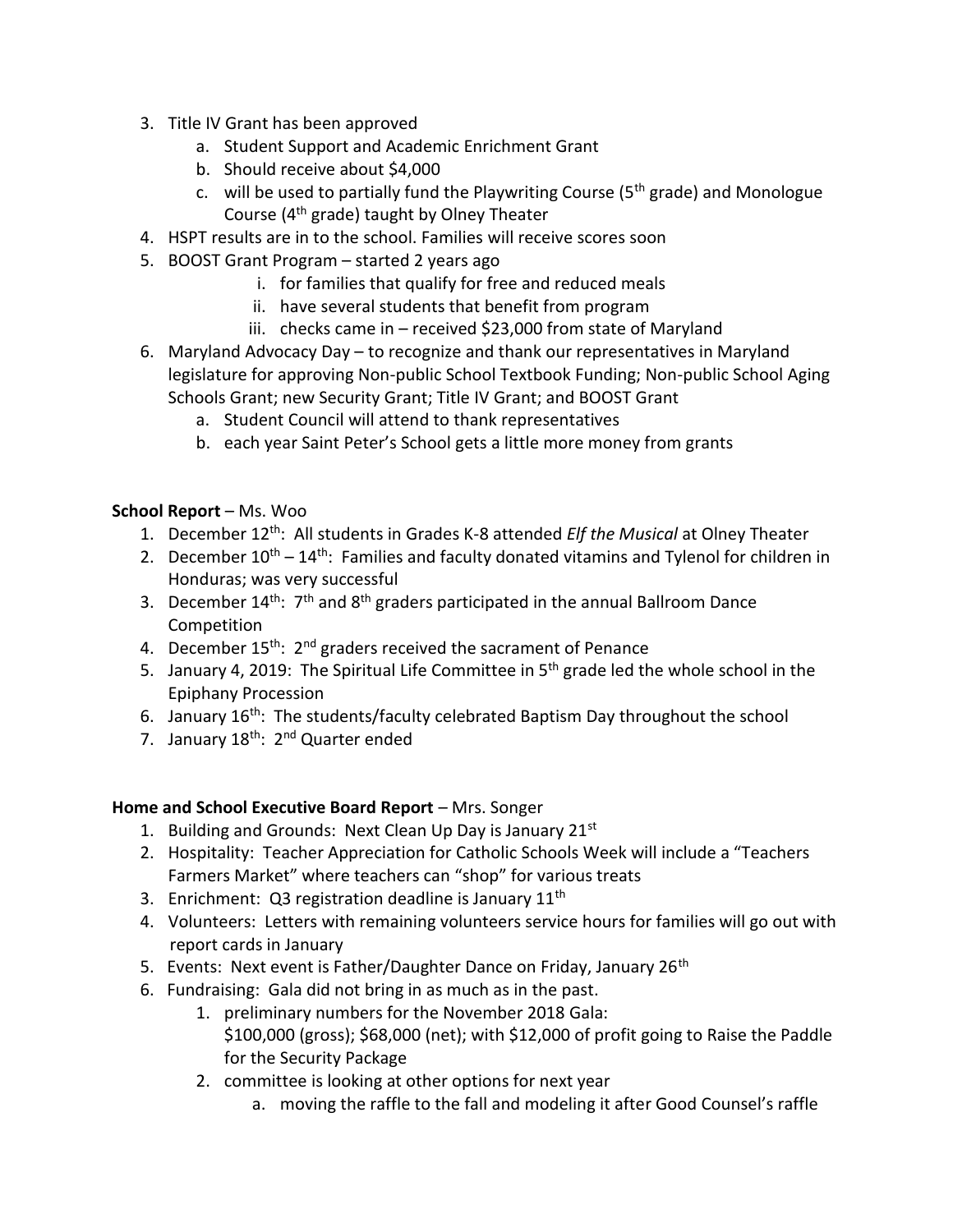3. Title IV Grant has been approved
    a. Student Support and Academic Enrichment Grant
    b. Should receive about $4,000
    c. will be used to partially fund the Playwriting Course (5th grade) and Monologue Course (4th grade) taught by Olney Theater
4. HSPT results are in to the school. Families will receive scores soon
5. BOOST Grant Program – started 2 years ago
    i. for families that qualify for free and reduced meals
    ii. have several students that benefit from program
    iii. checks came in – received $23,000 from state of Maryland
6. Maryland Advocacy Day – to recognize and thank our representatives in Maryland legislature for approving Non-public School Textbook Funding; Non-public School Aging Schools Grant; new Security Grant; Title IV Grant; and BOOST Grant
    a. Student Council will attend to thank representatives
    b. each year Saint Peter's School gets a little more money from grants

**School Report** – Ms. Woo

1. December 12th: All students in Grades K-8 attended *Elf the Musical* at Olney Theater
2. December 10th – 14th: Families and faculty donated vitamins and Tylenol for children in Honduras; was very successful
3. December 14th: 7th and 8th graders participated in the annual Ballroom Dance Competition
4. December 15th: 2nd graders received the sacrament of Penance
5. January 4, 2019: The Spiritual Life Committee in 5th grade led the whole school in the Epiphany Procession
6. January 16th: The students/faculty celebrated Baptism Day throughout the school
7. January 18th: 2nd Quarter ended

**Home and School Executive Board Report** – Mrs. Songer

1. Building and Grounds: Next Clean Up Day is January 21st
2. Hospitality: Teacher Appreciation for Catholic Schools Week will include a "Teachers Farmers Market" where teachers can "shop" for various treats
3. Enrichment: Q3 registration deadline is January 11th
4. Volunteers: Letters with remaining volunteers service hours for families will go out with report cards in January
5. Events: Next event is Father/Daughter Dance on Friday, January 26th
6. Fundraising: Gala did not bring in as much as in the past.
    1. preliminary numbers for the November 2018 Gala: $100,000 (gross); $68,000 (net); with $12,000 of profit going to Raise the Paddle for the Security Package
    2. committee is looking at other options for next year
        a. moving the raffle to the fall and modeling it after Good Counsel's raffle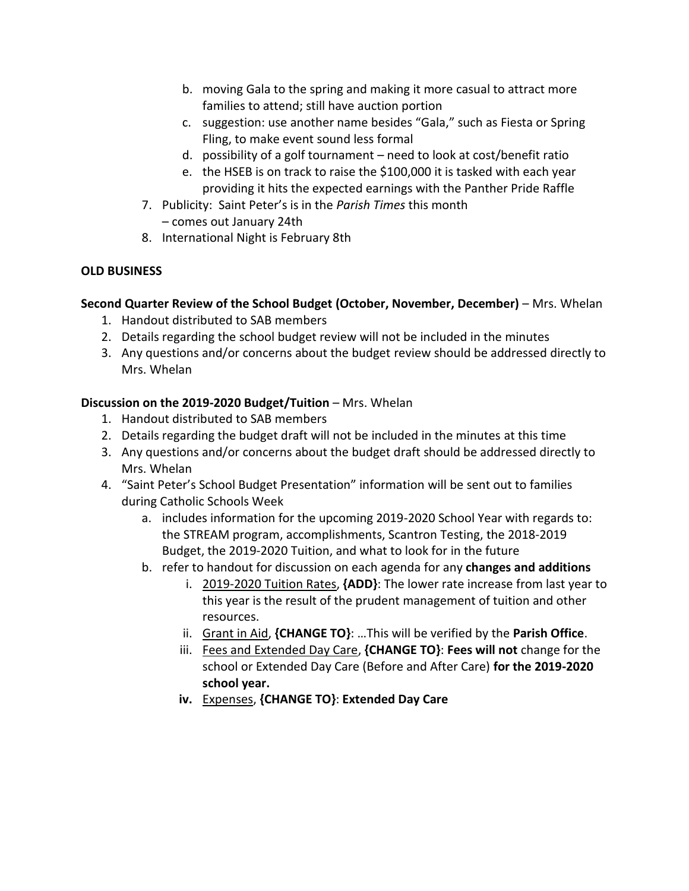b. moving Gala to the spring and making it more casual to attract more families to attend; still have auction portion
   c. suggestion: use another name besides "Gala," such as Fiesta or Spring Fling, to make event sound less formal
   d. possibility of a golf tournament – need to look at cost/benefit ratio
   e. the HSEB is on track to raise the $100,000 it is tasked with each year providing it hits the expected earnings with the Panther Pride Raffle
7. Publicity: Saint Peter's is in the *Parish Times* this month – comes out January 24th
8. International Night is February 8th

**OLD BUSINESS**

**Second Quarter Review of the School Budget (October, November, December)** – Mrs. Whelan

1. Handout distributed to SAB members
2. Details regarding the school budget review will not be included in the minutes
3. Any questions and/or concerns about the budget review should be addressed directly to Mrs. Whelan

**Discussion on the 2019-2020 Budget/Tuition** – Mrs. Whelan

1. Handout distributed to SAB members
2. Details regarding the budget draft will not be included in the minutes at this time
3. Any questions and/or concerns about the budget draft should be addressed directly to Mrs. Whelan
4. "Saint Peter's School Budget Presentation" information will be sent out to families during Catholic Schools Week
   a. includes information for the upcoming 2019-2020 School Year with regards to: the STREAM program, accomplishments, Scantron Testing, the 2018-2019 Budget, the 2019-2020 Tuition, and what to look for in the future
   b. refer to handout for discussion on each agenda for any **changes and additions**
      i. <u>2019-2020 Tuition Rates</u>, **{ADD}**: The lower rate increase from last year to this year is the result of the prudent management of tuition and other resources.
      ii. <u>Grant in Aid</u>, **{CHANGE TO}**: …This will be verified by the **Parish Office**.
      iii. <u>Fees and Extended Day Care</u>, **{CHANGE TO}**: **Fees will not** change for the school or Extended Day Care (Before and After Care) **for the 2019-2020 school year.**
      **iv.** <u>Expenses</u>, **{CHANGE TO}**: **Extended Day Care**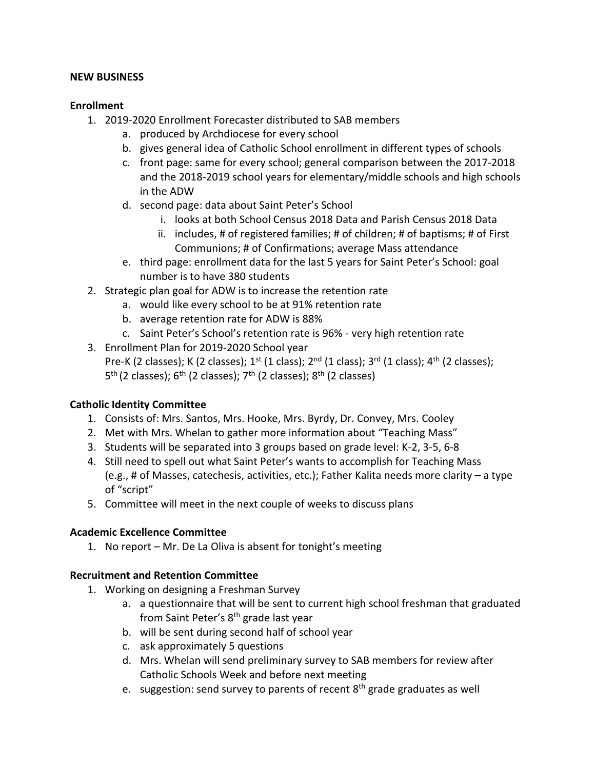**NEW BUSINESS**

**Enrollment**

1. 2019-2020 Enrollment Forecaster distributed to SAB members
   a. produced by Archdiocese for every school
   b. gives general idea of Catholic School enrollment in different types of schools
   c. front page: same for every school; general comparison between the 2017-2018 and the 2018-2019 school years for elementary/middle schools and high schools in the ADW
   d. second page: data about Saint Peter's School
      i. looks at both School Census 2018 Data and Parish Census 2018 Data
      ii. includes, # of registered families; # of children; # of baptisms; # of First Communions; # of Confirmations; average Mass attendance
   e. third page: enrollment data for the last 5 years for Saint Peter's School: goal number is to have 380 students
2. Strategic plan goal for ADW is to increase the retention rate
   a. would like every school to be at 91% retention rate
   b. average retention rate for ADW is 88%
   c. Saint Peter's School's retention rate is 96% - very high retention rate
3. Enrollment Plan for 2019-2020 School year
   Pre-K (2 classes); K (2 classes); 1st (1 class); 2nd (1 class); 3rd (1 class); 4th (2 classes); 5th (2 classes); 6th (2 classes); 7th (2 classes); 8th (2 classes)

**Catholic Identity Committee**

1. Consists of: Mrs. Santos, Mrs. Hooke, Mrs. Byrdy, Dr. Convey, Mrs. Cooley
2. Met with Mrs. Whelan to gather more information about "Teaching Mass"
3. Students will be separated into 3 groups based on grade level: K-2, 3-5, 6-8
4. Still need to spell out what Saint Peter's wants to accomplish for Teaching Mass (e.g., # of Masses, catechesis, activities, etc.); Father Kalita needs more clarity – a type of "script"
5. Committee will meet in the next couple of weeks to discuss plans

**Academic Excellence Committee**

1. No report – Mr. De La Oliva is absent for tonight's meeting

**Recruitment and Retention Committee**

1. Working on designing a Freshman Survey
   a. a questionnaire that will be sent to current high school freshman that graduated from Saint Peter's 8th grade last year
   b. will be sent during second half of school year
   c. ask approximately 5 questions
   d. Mrs. Whelan will send preliminary survey to SAB members for review after Catholic Schools Week and before next meeting
   e. suggestion: send survey to parents of recent 8th grade graduates as well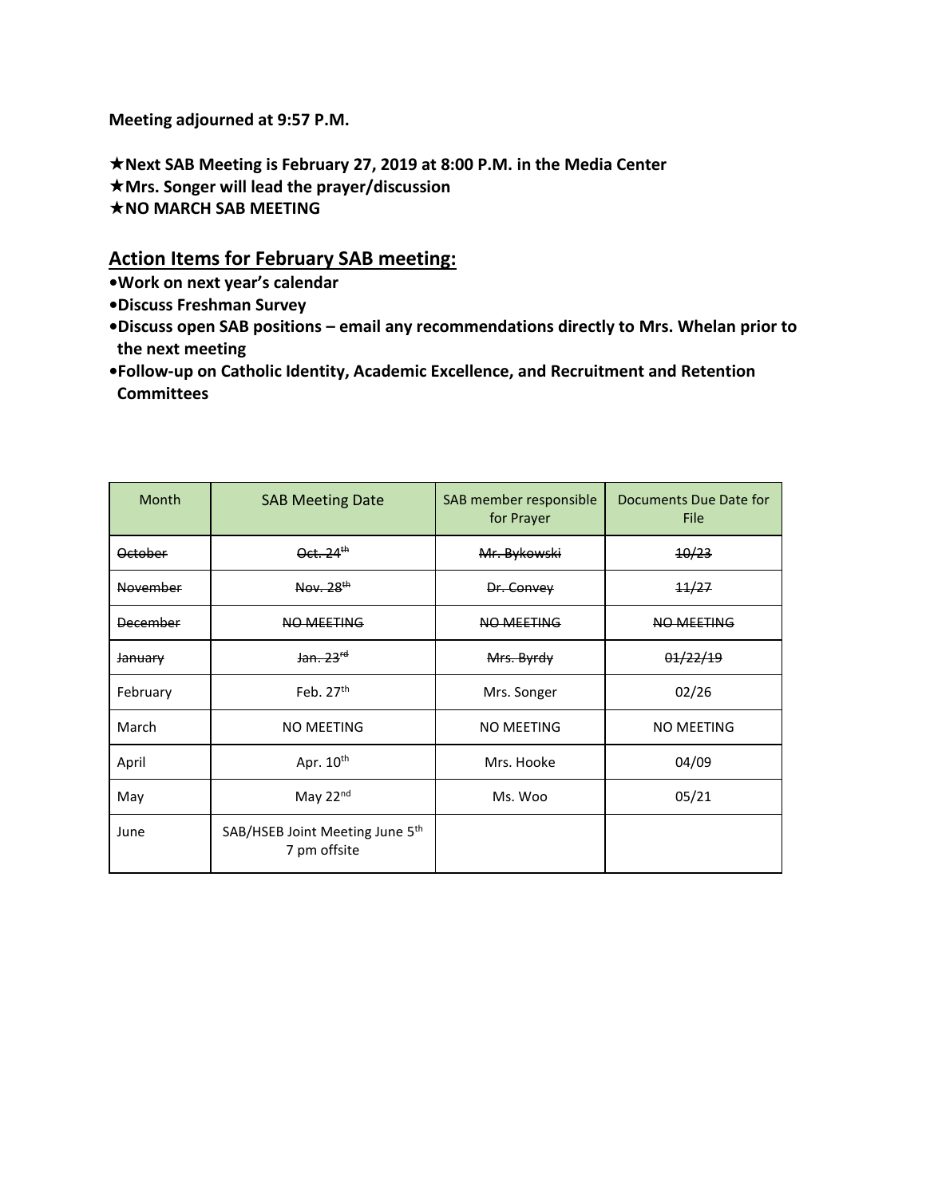**Meeting adjourned at 9:57 P.M.**

**★Next SAB Meeting is February 27, 2019 at 8:00 P.M. in the Media Center**
**★Mrs. Songer will lead the prayer/discussion**
**★NO MARCH SAB MEETING**

## Action Items for February SAB meeting:

- **Work on next year's calendar**
- **Discuss Freshman Survey**
- **Discuss open SAB positions – email any recommendations directly to Mrs. Whelan prior to the next meeting**
- **Follow-up on Catholic Identity, Academic Excellence, and Recruitment and Retention Committees**

| Month | SAB Meeting Date | SAB member responsible for Prayer | Documents Due Date for File |
|---|---|---|---|
| ~~October~~ | ~~Oct. 24th~~ | ~~Mr. Bykowski~~ | ~~10/23~~ |
| ~~November~~ | ~~Nov. 28th~~ | ~~Dr. Convey~~ | ~~11/27~~ |
| ~~December~~ | ~~NO MEETING~~ | ~~NO MEETING~~ | ~~NO MEETING~~ |
| ~~January~~ | ~~Jan. 23rd~~ | ~~Mrs. Byrdy~~ | ~~01/22/19~~ |
| February | Feb. 27th | Mrs. Songer | 02/26 |
| March | NO MEETING | NO MEETING | NO MEETING |
| April | Apr. 10th | Mrs. Hooke | 04/09 |
| May | May 22nd | Ms. Woo | 05/21 |
| June | SAB/HSEB Joint Meeting June 5th 7 pm offsite | | |